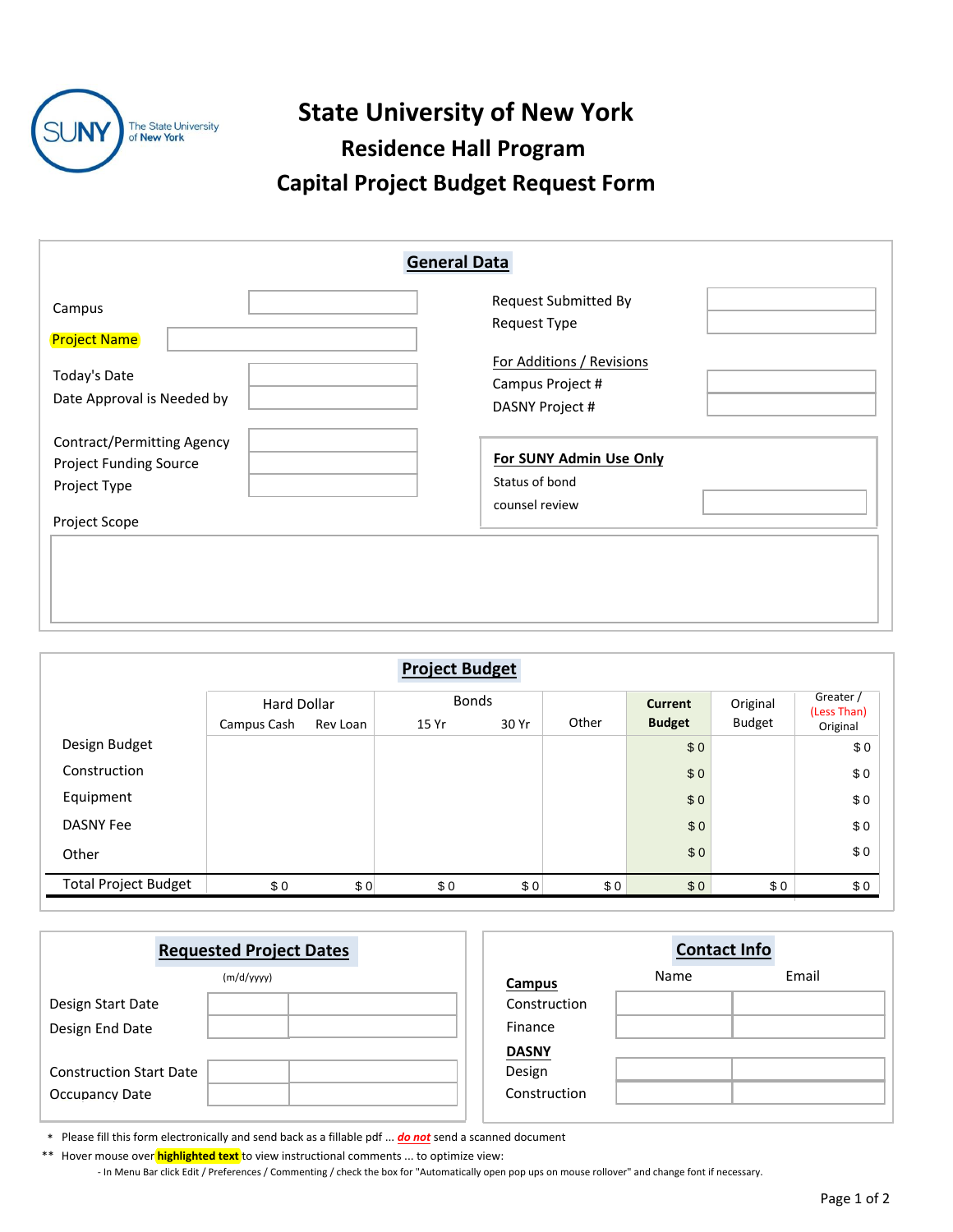# State University of New York

## Residence Hall Program

## Capital Project Budget Request Form

### General Data

| | |
|---|---|
| Campus | |
| Project Name | |
| Today's Date | |
| Date Approval is Needed by | |
| Contract/Permitting Agency | |
| Project Funding Source | |
| Project Type | |

| | |
|---|---|
| Request Submitted By | |
| Request Type | |

**For Additions / Revisions**

| | |
|---|---|
| Campus Project # | |
| DASNY Project # | |

**For SUNY Admin Use Only**

| | |
|---|---|
| Status of bond counsel review | |

Project Scope

### Project Budget

| | Hard Dollar | | Bonds | | Other | Current Budget | Original Budget | Greater / (Less Than) Original |
|---|---|---|---|---|---|---|---|---|
| | Campus Cash | Rev Loan | 15 Yr | 30 Yr | | | | |
| Design Budget | | | | | | $ 0 | | $ 0 |
| Construction | | | | | | $ 0 | | $ 0 |
| Equipment | | | | | | $ 0 | | $ 0 |
| DASNY Fee | | | | | | $ 0 | | $ 0 |
| Other | | | | | | $ 0 | | $ 0 |
| Total Project Budget | $ 0 | $ 0 | $ 0 | $ 0 | $ 0 | $ 0 | $ 0 | $ 0 |

### Requested Project Dates

(m/d/yyyy)

| | | |
|---|---|---|
| Design Start Date | | |
| Design End Date | | |
| Construction Start Date | | |
| Occupancy Date | | |

### Contact Info

| | Name | Email |
|---|---|---|
| **Campus** | | |
| Construction | | |
| Finance | | |
| **DASNY** | | |
| Design | | |
| Construction | | |

\* Please fill this form electronically and send back as a fillable pdf ... ***do not*** send a scanned document

\*\* Hover mouse over **highlighted text** to view instructional comments ... to optimize view:

- In Menu Bar click Edit / Preferences / Commenting / check the box for "Automatically open pop ups on mouse rollover" and change font if necessary.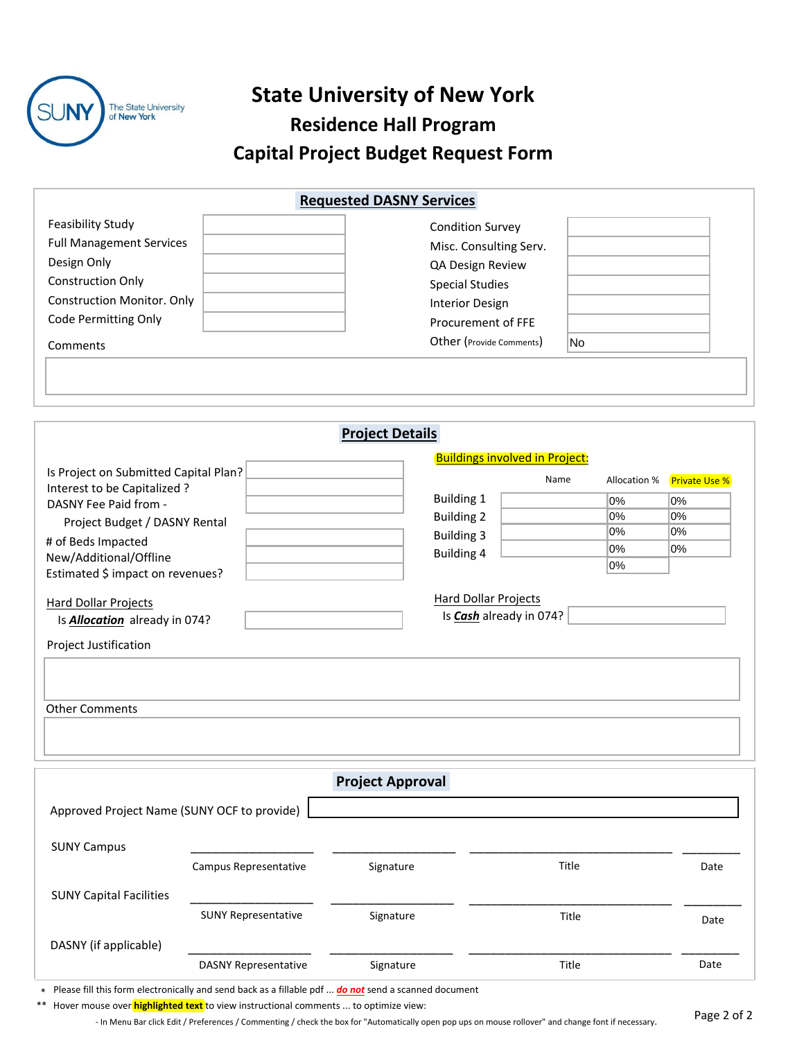# State University of New York

## Residence Hall Program

## Capital Project Budget Request Form

### Requested DASNY Services

| | | | |
|---|---|---|---|
| Feasibility Study | | Condition Survey | |
| Full Management Services | | Misc. Consulting Serv. | |
| Design Only | | QA Design Review | |
| Construction Only | | Special Studies | |
| Construction Monitor. Only | | Interior Design | |
| Code Permitting Only | | Procurement of FFE | |
| | | Other (Provide Comments) | No |

Comments

### Project Details

Is Project on Submitted Capital Plan?

Interest to be Capitalized ?

DASNY Fee Paid from -

Project Budget / DASNY Rental

# of Beds Impacted

New/Additional/Offline

Estimated $ impact on revenues?

**Buildings involved in Project:**

| | Name | Allocation % | Private Use % |
|---|---|---|---|
| Building 1 | | 0% | 0% |
| Building 2 | | 0% | 0% |
| Building 3 | | 0% | 0% |
| Building 4 | | 0% | 0% |
| | | 0% | |

Hard Dollar Projects

Is ***Allocation*** already in 074?

Hard Dollar Projects

Is ***Cash*** already in 074?

Project Justification

Other Comments

### Project Approval

Approved Project Name (SUNY OCF to provide)

| | | | | |
|---|---|---|---|---|
| SUNY Campus | ______________ Campus Representative | ______________ Signature | ______________ Title | ______ Date |
| SUNY Capital Facilities | ______________ SUNY Representative | ______________ Signature | ______________ Title | ______ Date |
| DASNY (if applicable) | ______________ DASNY Representative | ______________ Signature | ______________ Title | ______ Date |

\* Please fill this form electronically and send back as a fillable pdf ... ***do not*** send a scanned document

\*\* Hover mouse over **highlighted text** to view instructional comments ... to optimize view:

- In Menu Bar click Edit / Preferences / Commenting / check the box for "Automatically open pop ups on mouse rollover" and change font if necessary.